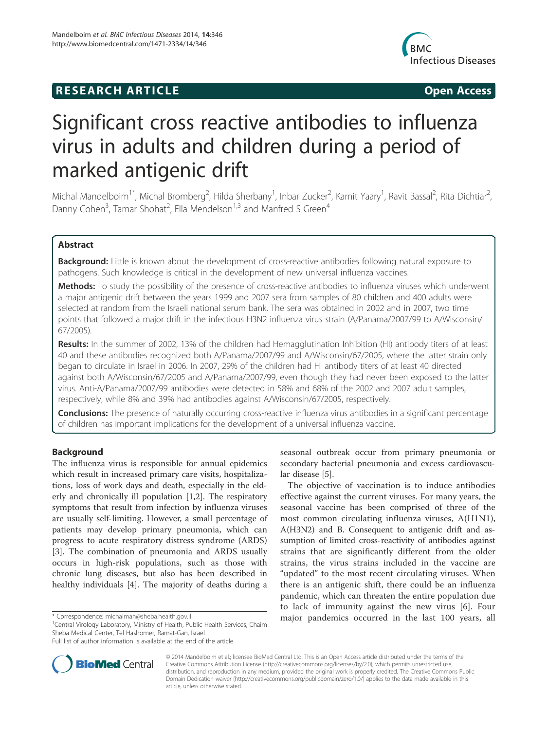**RESEARCH ARTICLE** **Open Access**

# Significant cross reactive antibodies to influenza virus in adults and children during a period of marked antigenic drift

Michal Mandelboim[1*], Michal Bromberg[2], Hilda Sherbany[1], Inbar Zucker[2], Karnit Yaary[1], Ravit Bassal[2], Rita Dichtiar[2], Danny Cohen[3], Tamar Shohat[2], Ella Mendelson[1,3] and Manfred S Green[4]

## Abstract

**Background:** Little is known about the development of cross-reactive antibodies following natural exposure to pathogens. Such knowledge is critical in the development of new universal influenza vaccines.

**Methods:** To study the possibility of the presence of cross-reactive antibodies to influenza viruses which underwent a major antigenic drift between the years 1999 and 2007 sera from samples of 80 children and 400 adults were selected at random from the Israeli national serum bank. The sera was obtained in 2002 and in 2007, two time points that followed a major drift in the infectious H3N2 influenza virus strain (A/Panama/2007/99 to A/Wisconsin/67/2005).

**Results:** In the summer of 2002, 13% of the children had Hemagglutination Inhibition (HI) antibody titers of at least 40 and these antibodies recognized both A/Panama/2007/99 and A/Wisconsin/67/2005, where the latter strain only began to circulate in Israel in 2006. In 2007, 29% of the children had HI antibody titers of at least 40 directed against both A/Wisconsin/67/2005 and A/Panama/2007/99, even though they had never been exposed to the latter virus. Anti-A/Panama/2007/99 antibodies were detected in 58% and 68% of the 2002 and 2007 adult samples, respectively, while 8% and 39% had antibodies against A/Wisconsin/67/2005, respectively.

**Conclusions:** The presence of naturally occurring cross-reactive influenza virus antibodies in a significant percentage of children has important implications for the development of a universal influenza vaccine.

## Background

The influenza virus is responsible for annual epidemics which result in increased primary care visits, hospitalizations, loss of work days and death, especially in the elderly and chronically ill population [1,2]. The respiratory symptoms that result from infection by influenza viruses are usually self-limiting. However, a small percentage of patients may develop primary pneumonia, which can progress to acute respiratory distress syndrome (ARDS) [3]. The combination of pneumonia and ARDS usually occurs in high-risk populations, such as those with chronic lung diseases, but also has been described in healthy individuals [4]. The majority of deaths during a seasonal outbreak occur from primary pneumonia or secondary bacterial pneumonia and excess cardiovascular disease [5].

The objective of vaccination is to induce antibodies effective against the current viruses. For many years, the seasonal vaccine has been comprised of three of the most common circulating influenza viruses, A(H1N1), A(H3N2) and B. Consequent to antigenic drift and assumption of limited cross-reactivity of antibodies against strains that are significantly different from the older strains, the virus strains included in the vaccine are "updated" to the most recent circulating viruses. When there is an antigenic shift, there could be an influenza pandemic, which can threaten the entire population due to lack of immunity against the new virus [6]. Four major pandemics occurred in the last 100 years, all

* Correspondence: michalman@sheba.health.gov.il
[1]Central Virology Laboratory, Ministry of Health, Public Health Services, Chaim Sheba Medical Center, Tel Hashomer, Ramat-Gan, Israel
Full list of author information is available at the end of the article

© 2014 Mandelboim et al.; licensee BioMed Central Ltd. This is an Open Access article distributed under the terms of the Creative Commons Attribution License (http://creativecommons.org/licenses/by/2.0), which permits unrestricted use, distribution, and reproduction in any medium, provided the original work is properly credited. The Creative Commons Public Domain Dedication waiver (http://creativecommons.org/publicdomain/zero/1.0/) applies to the data made available in this article, unless otherwise stated.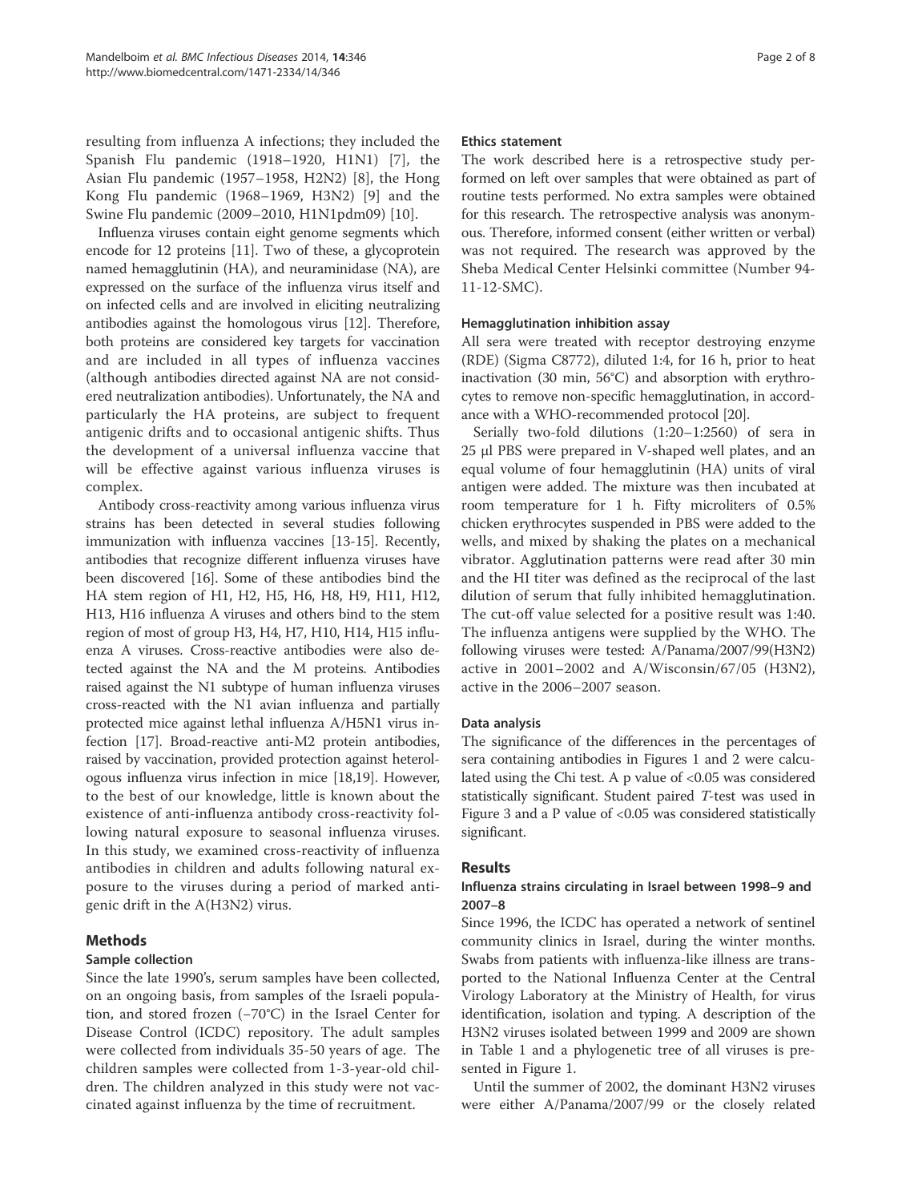resulting from influenza A infections; they included the Spanish Flu pandemic (1918–1920, H1N1) [7], the Asian Flu pandemic (1957–1958, H2N2) [8], the Hong Kong Flu pandemic (1968–1969, H3N2) [9] and the Swine Flu pandemic (2009–2010, H1N1pdm09) [10].

Influenza viruses contain eight genome segments which encode for 12 proteins [11]. Two of these, a glycoprotein named hemagglutinin (HA), and neuraminidase (NA), are expressed on the surface of the influenza virus itself and on infected cells and are involved in eliciting neutralizing antibodies against the homologous virus [12]. Therefore, both proteins are considered key targets for vaccination and are included in all types of influenza vaccines (although antibodies directed against NA are not considered neutralization antibodies). Unfortunately, the NA and particularly the HA proteins, are subject to frequent antigenic drifts and to occasional antigenic shifts. Thus the development of a universal influenza vaccine that will be effective against various influenza viruses is complex.

Antibody cross-reactivity among various influenza virus strains has been detected in several studies following immunization with influenza vaccines [13-15]. Recently, antibodies that recognize different influenza viruses have been discovered [16]. Some of these antibodies bind the HA stem region of H1, H2, H5, H6, H8, H9, H11, H12, H13, H16 influenza A viruses and others bind to the stem region of most of group H3, H4, H7, H10, H14, H15 influenza A viruses. Cross-reactive antibodies were also detected against the NA and the M proteins. Antibodies raised against the N1 subtype of human influenza viruses cross-reacted with the N1 avian influenza and partially protected mice against lethal influenza A/H5N1 virus infection [17]. Broad-reactive anti-M2 protein antibodies, raised by vaccination, provided protection against heterologous influenza virus infection in mice [18,19]. However, to the best of our knowledge, little is known about the existence of anti-influenza antibody cross-reactivity following natural exposure to seasonal influenza viruses. In this study, we examined cross-reactivity of influenza antibodies in children and adults following natural exposure to the viruses during a period of marked antigenic drift in the A(H3N2) virus.

## Methods

### Sample collection

Since the late 1990's, serum samples have been collected, on an ongoing basis, from samples of the Israeli population, and stored frozen (−70°C) in the Israel Center for Disease Control (ICDC) repository. The adult samples were collected from individuals 35-50 years of age. The children samples were collected from 1-3-year-old children. The children analyzed in this study were not vaccinated against influenza by the time of recruitment.

### Ethics statement

The work described here is a retrospective study performed on left over samples that were obtained as part of routine tests performed. No extra samples were obtained for this research. The retrospective analysis was anonymous. Therefore, informed consent (either written or verbal) was not required. The research was approved by the Sheba Medical Center Helsinki committee (Number 94-11-12-SMC).

### Hemagglutination inhibition assay

All sera were treated with receptor destroying enzyme (RDE) (Sigma C8772), diluted 1:4, for 16 h, prior to heat inactivation (30 min, 56°C) and absorption with erythrocytes to remove non-specific hemagglutination, in accordance with a WHO-recommended protocol [20].

Serially two-fold dilutions (1:20–1:2560) of sera in 25 μl PBS were prepared in V-shaped well plates, and an equal volume of four hemagglutinin (HA) units of viral antigen were added. The mixture was then incubated at room temperature for 1 h. Fifty microliters of 0.5% chicken erythrocytes suspended in PBS were added to the wells, and mixed by shaking the plates on a mechanical vibrator. Agglutination patterns were read after 30 min and the HI titer was defined as the reciprocal of the last dilution of serum that fully inhibited hemagglutination. The cut-off value selected for a positive result was 1:40. The influenza antigens were supplied by the WHO. The following viruses were tested: A/Panama/2007/99(H3N2) active in 2001–2002 and A/Wisconsin/67/05 (H3N2), active in the 2006–2007 season.

### Data analysis

The significance of the differences in the percentages of sera containing antibodies in Figures 1 and 2 were calculated using the Chi test. A p value of <0.05 was considered statistically significant. Student paired *T*-test was used in Figure 3 and a P value of <0.05 was considered statistically significant.

## Results

### Influenza strains circulating in Israel between 1998–9 and 2007–8

Since 1996, the ICDC has operated a network of sentinel community clinics in Israel, during the winter months. Swabs from patients with influenza-like illness are transported to the National Influenza Center at the Central Virology Laboratory at the Ministry of Health, for virus identification, isolation and typing. A description of the H3N2 viruses isolated between 1999 and 2009 are shown in Table 1 and a phylogenetic tree of all viruses is presented in Figure 1.

Until the summer of 2002, the dominant H3N2 viruses were either A/Panama/2007/99 or the closely related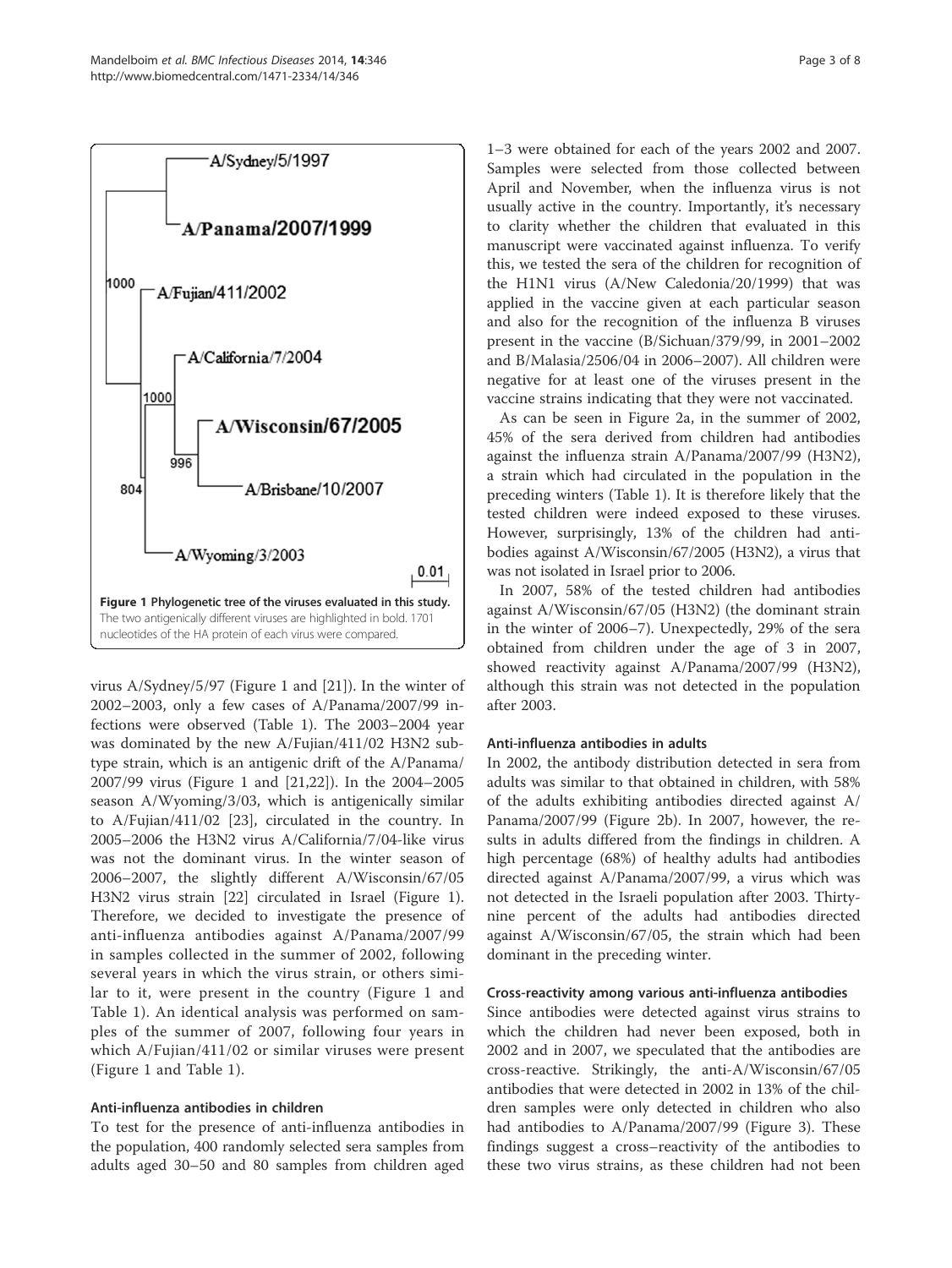**Figure 1 Phylogenetic tree of the viruses evaluated in this study.** The two antigenically different viruses are highlighted in bold. 1701 nucleotides of the HA protein of each virus were compared.

virus A/Sydney/5/97 (Figure 1 and [21]). In the winter of 2002–2003, only a few cases of A/Panama/2007/99 infections were observed (Table 1). The 2003–2004 year was dominated by the new A/Fujian/411/02 H3N2 subtype strain, which is an antigenic drift of the A/Panama/2007/99 virus (Figure 1 and [21,22]). In the 2004–2005 season A/Wyoming/3/03, which is antigenically similar to A/Fujian/411/02 [23], circulated in the country. In 2005–2006 the H3N2 virus A/California/7/04-like virus was not the dominant virus. In the winter season of 2006–2007, the slightly different A/Wisconsin/67/05 H3N2 virus strain [22] circulated in Israel (Figure 1). Therefore, we decided to investigate the presence of anti-influenza antibodies against A/Panama/2007/99 in samples collected in the summer of 2002, following several years in which the virus strain, or others similar to it, were present in the country (Figure 1 and Table 1). An identical analysis was performed on samples of the summer of 2007, following four years in which A/Fujian/411/02 or similar viruses were present (Figure 1 and Table 1).

### Anti-influenza antibodies in children

To test for the presence of anti-influenza antibodies in the population, 400 randomly selected sera samples from adults aged 30–50 and 80 samples from children aged 1–3 were obtained for each of the years 2002 and 2007. Samples were selected from those collected between April and November, when the influenza virus is not usually active in the country. Importantly, it's necessary to clarity whether the children that evaluated in this manuscript were vaccinated against influenza. To verify this, we tested the sera of the children for recognition of the H1N1 virus (A/New Caledonia/20/1999) that was applied in the vaccine given at each particular season and also for the recognition of the influenza B viruses present in the vaccine (B/Sichuan/379/99, in 2001–2002 and B/Malasia/2506/04 in 2006–2007). All children were negative for at least one of the viruses present in the vaccine strains indicating that they were not vaccinated.

As can be seen in Figure 2a, in the summer of 2002, 45% of the sera derived from children had antibodies against the influenza strain A/Panama/2007/99 (H3N2), a strain which had circulated in the population in the preceding winters (Table 1). It is therefore likely that the tested children were indeed exposed to these viruses. However, surprisingly, 13% of the children had antibodies against A/Wisconsin/67/2005 (H3N2), a virus that was not isolated in Israel prior to 2006.

In 2007, 58% of the tested children had antibodies against A/Wisconsin/67/05 (H3N2) (the dominant strain in the winter of 2006–7). Unexpectedly, 29% of the sera obtained from children under the age of 3 in 2007, showed reactivity against A/Panama/2007/99 (H3N2), although this strain was not detected in the population after 2003.

### Anti-influenza antibodies in adults

In 2002, the antibody distribution detected in sera from adults was similar to that obtained in children, with 58% of the adults exhibiting antibodies directed against A/Panama/2007/99 (Figure 2b). In 2007, however, the results in adults differed from the findings in children. A high percentage (68%) of healthy adults had antibodies directed against A/Panama/2007/99, a virus which was not detected in the Israeli population after 2003. Thirty-nine percent of the adults had antibodies directed against A/Wisconsin/67/05, the strain which had been dominant in the preceding winter.

### Cross-reactivity among various anti-influenza antibodies

Since antibodies were detected against virus strains to which the children had never been exposed, both in 2002 and in 2007, we speculated that the antibodies are cross-reactive. Strikingly, the anti-A/Wisconsin/67/05 antibodies that were detected in 2002 in 13% of the children samples were only detected in children who also had antibodies to A/Panama/2007/99 (Figure 3). These findings suggest a cross–reactivity of the antibodies to these two virus strains, as these children had not been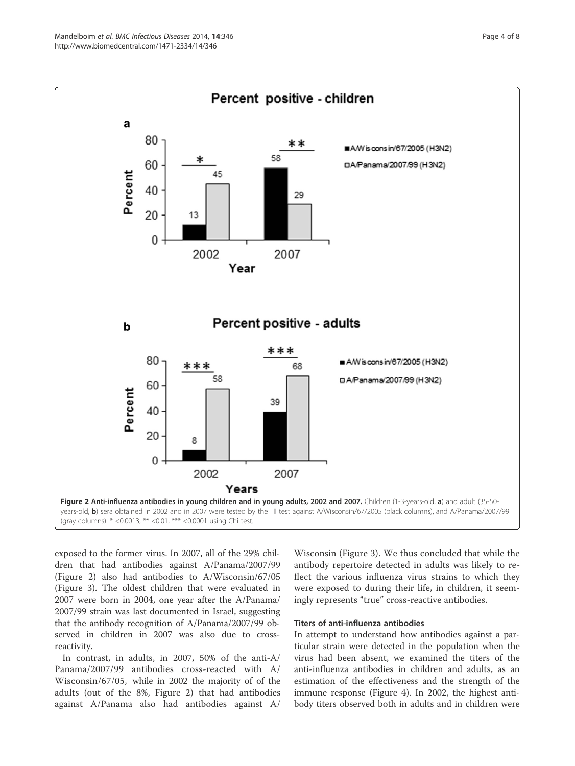Figure 2 Anti-influenza antibodies in young children and in young adults, 2002 and 2007. Children (1-3-years-old, a) and adult (35-50-years-old, b) sera obtained in 2002 and in 2007 were tested by the HI test against A/Wisconsin/67/2005 (black columns), and A/Panama/2007/99 (gray columns). * <0.0013, ** <0.01, *** <0.0001 using Chi test.

exposed to the former virus. In 2007, all of the 29% children that had antibodies against A/Panama/2007/99 (Figure 2) also had antibodies to A/Wisconsin/67/05 (Figure 3). The oldest children that were evaluated in 2007 were born in 2004, one year after the A/Panama/2007/99 strain was last documented in Israel, suggesting that the antibody recognition of A/Panama/2007/99 observed in children in 2007 was also due to cross-reactivity.

In contrast, in adults, in 2007, 50% of the anti-A/Panama/2007/99 antibodies cross-reacted with A/Wisconsin/67/05, while in 2002 the majority of of the adults (out of the 8%, Figure 2) that had antibodies against A/Panama also had antibodies against A/Wisconsin (Figure 3). We thus concluded that while the antibody repertoire detected in adults was likely to reflect the various influenza virus strains to which they were exposed to during their life, in children, it seemingly represents "true" cross-reactive antibodies.

### Titers of anti-influenza antibodies

In attempt to understand how antibodies against a particular strain were detected in the population when the virus had been absent, we examined the titers of the anti-influenza antibodies in children and adults, as an estimation of the effectiveness and the strength of the immune response (Figure 4). In 2002, the highest antibody titers observed both in adults and in children were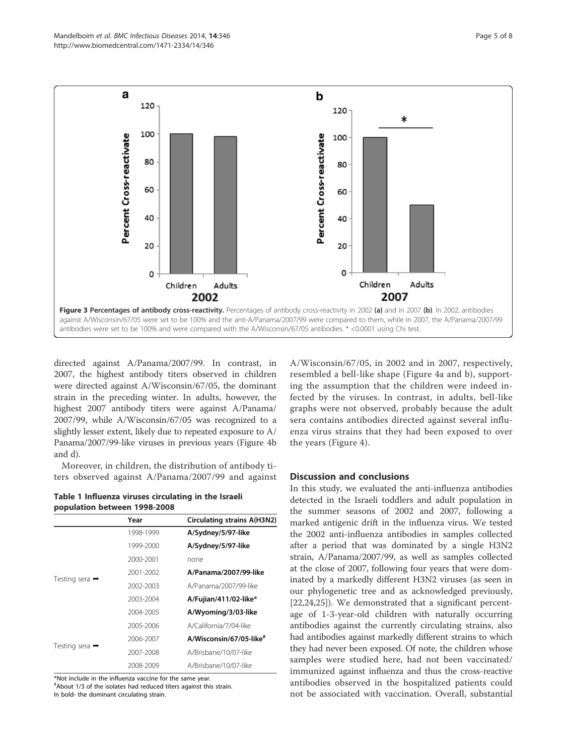**Figure 3 Percentages of antibody cross-reactivity.** Percentages of antibody cross-reactivity in 2002 **(a)** and in 2007 **(b)**. In 2002, antibodies against A/Wisconsin/67/05 were set to be 100% and the anti-A/Panama/2007/99 were compared to them, while in 2007, the A/Panama/2007/99 antibodies were set to be 100% and were compared with the A/Wisconsin/67/05 antibodies. * <0.0001 using Chi test.

directed against A/Panama/2007/99. In contrast, in 2007, the highest antibody titers observed in children were directed against A/Wisconsin/67/05, the dominant strain in the preceding winter. In adults, however, the highest 2007 antibody titers were against A/Panama/2007/99, while A/Wisconsin/67/05 was recognized to a slightly lesser extent, likely due to repeated exposure to A/Panama/2007/99-like viruses in previous years (Figure 4b and d).

Moreover, in children, the distribution of antibody titers observed against A/Panama/2007/99 and against A/Wisconsin/67/05, in 2002 and in 2007, respectively, resembled a bell-like shape (Figure 4a and b), supporting the assumption that the children were indeed infected by the viruses. In contrast, in adults, bell-like graphs were not observed, probably because the adult sera contains antibodies directed against several influenza virus strains that they had been exposed to over the years (Figure 4).

**Table 1 Influenza viruses circulating in the Israeli population between 1998-2008**

| | Year | Circulating strains A(H3N2) |
|---|---|---|
| | 1998-1999 | **A/Sydney/5/97-like** |
| | 1999-2000 | **A/Sydney/5/97-like** |
| | 2000-2001 | none |
| Testing sera ➡ | 2001-2002 | **A/Panama/2007/99-like** |
| | 2002-2003 | A/Panama/2007/99-like |
| | 2003-2004 | **A/Fujian/411/02-like*** |
| | 2004-2005 | **A/Wyoming/3/03-like** |
| | 2005-2006 | A/California/7/04-like |
| Testing sera ➡ | 2006-2007 | **A/Wisconsin/67/05-like#** |
| | 2007-2008 | A/Brisbane/10/07-like |
| | 2008-2009 | A/Brisbane/10/07-like |

*Not include in the influenza vaccine for the same year.
#About 1/3 of the isolates had reduced titers against this strain.
In bold- the dominant circulating strain.

## Discussion and conclusions

In this study, we evaluated the anti-influenza antibodies detected in the Israeli toddlers and adult population in the summer seasons of 2002 and 2007, following a marked antigenic drift in the influenza virus. We tested the 2002 anti-influenza antibodies in samples collected after a period that was dominated by a single H3N2 strain, A/Panama/2007/99, as well as samples collected at the close of 2007, following four years that were dominated by a markedly different H3N2 viruses (as seen in our phylogenetic tree and as acknowledged previously, [22,24,25]). We demonstrated that a significant percentage of 1-3-year-old children with naturally occurring antibodies against the currently circulating strains, also had antibodies against markedly different strains to which they had never been exposed. Of note, the children whose samples were studied here, had not been vaccinated/immunized against influenza and thus the cross-reactive antibodies observed in the hospitalized patients could not be associated with vaccination. Overall, substantial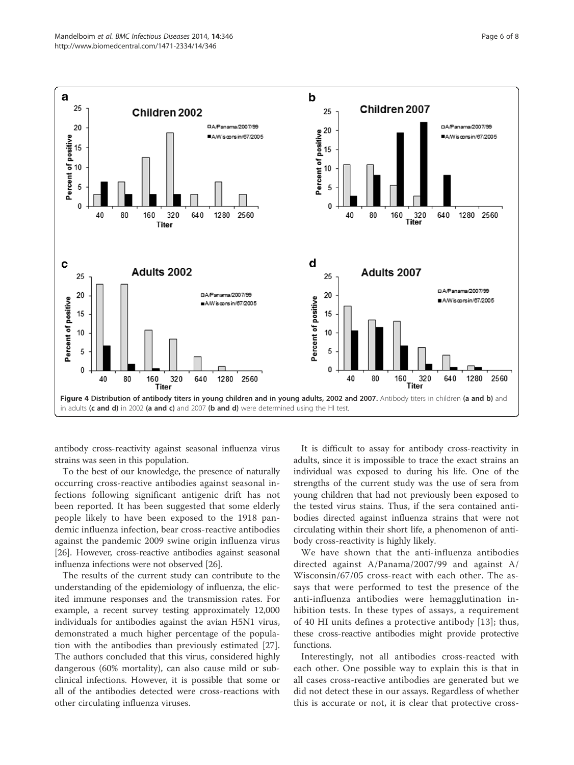Figure 4 Distribution of antibody titers in young children and in young adults, 2002 and 2007. Antibody titers in children (a and b) and in adults (c and d) in 2002 (a and c) and 2007 (b and d) were determined using the HI test.

antibody cross-reactivity against seasonal influenza virus strains was seen in this population.

To the best of our knowledge, the presence of naturally occurring cross-reactive antibodies against seasonal infections following significant antigenic drift has not been reported. It has been suggested that some elderly people likely to have been exposed to the 1918 pandemic influenza infection, bear cross-reactive antibodies against the pandemic 2009 swine origin influenza virus [26]. However, cross-reactive antibodies against seasonal influenza infections were not observed [26].

The results of the current study can contribute to the understanding of the epidemiology of influenza, the elicited immune responses and the transmission rates. For example, a recent survey testing approximately 12,000 individuals for antibodies against the avian H5N1 virus, demonstrated a much higher percentage of the population with the antibodies than previously estimated [27]. The authors concluded that this virus, considered highly dangerous (60% mortality), can also cause mild or subclinical infections. However, it is possible that some or all of the antibodies detected were cross-reactions with other circulating influenza viruses.

It is difficult to assay for antibody cross-reactivity in adults, since it is impossible to trace the exact strains an individual was exposed to during his life. One of the strengths of the current study was the use of sera from young children that had not previously been exposed to the tested virus stains. Thus, if the sera contained antibodies directed against influenza strains that were not circulating within their short life, a phenomenon of antibody cross-reactivity is highly likely.

We have shown that the anti-influenza antibodies directed against A/Panama/2007/99 and against A/Wisconsin/67/05 cross-react with each other. The assays that were performed to test the presence of the anti-influenza antibodies were hemagglutination inhibition tests. In these types of assays, a requirement of 40 HI units defines a protective antibody [13]; thus, these cross-reactive antibodies might provide protective functions.

Interestingly, not all antibodies cross-reacted with each other. One possible way to explain this is that in all cases cross-reactive antibodies are generated but we did not detect these in our assays. Regardless of whether this is accurate or not, it is clear that protective cross-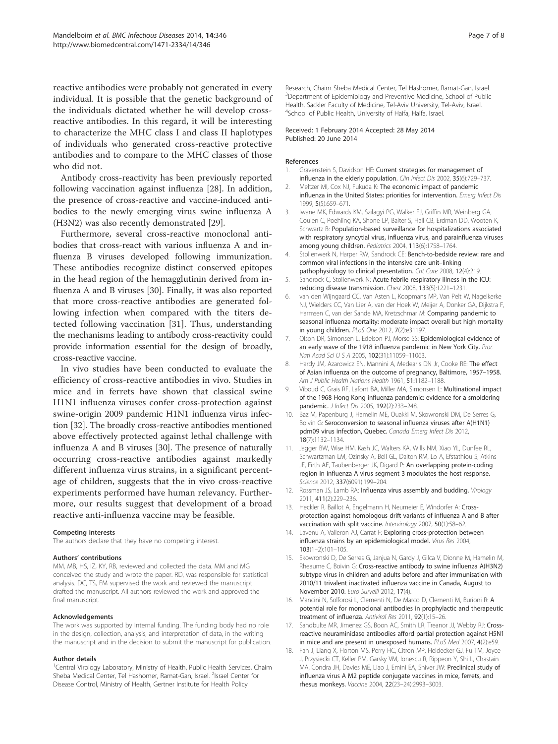reactive antibodies were probably not generated in every individual. It is possible that the genetic background of the individuals dictated whether he will develop cross-reactive antibodies. In this regard, it will be interesting to characterize the MHC class I and class II haplotypes of individuals who generated cross-reactive protective antibodies and to compare to the MHC classes of those who did not.

Antibody cross-reactivity has been previously reported following vaccination against influenza [28]. In addition, the presence of cross-reactive and vaccine-induced antibodies to the newly emerging virus swine influenza A (H3N2) was also recently demonstrated [29].

Furthermore, several cross-reactive monoclonal antibodies that cross-react with various influenza A and influenza B viruses developed following immunization. These antibodies recognize distinct conserved epitopes in the head region of the hemagglutinin derived from influenza A and B viruses [30]. Finally, it was also reported that more cross-reactive antibodies are generated following infection when compared with the titers detected following vaccination [31]. Thus, understanding the mechanisms leading to antibody cross-reactivity could provide information essential for the design of broadly, cross-reactive vaccine.

In vivo studies have been conducted to evaluate the efficiency of cross-reactive antibodies in vivo. Studies in mice and in ferrets have shown that classical swine H1N1 influenza viruses confer cross-protection against swine-origin 2009 pandemic H1N1 influenza virus infection [32]. The broadly cross-reactive antibodies mentioned above effectively protected against lethal challenge with influenza A and B viruses [30]. The presence of naturally occurring cross-reactive antibodies against markedly different influenza virus strains, in a significant percentage of children, suggests that the in vivo cross-reactive experiments performed have human relevancy. Furthermore, our results suggest that development of a broad reactive anti-influenza vaccine may be feasible.

#### Competing interests

The authors declare that they have no competing interest.

#### Authors' contributions

MM, MB, HS, IZ, KY, RB, reviewed and collected the data. MM and MG conceived the study and wrote the paper. RD, was responsible for statistical analysis. DC, TS, EM supervised the work and reviewed the manuscript drafted the manuscript. All authors reviewed the work and approved the final manuscript.

#### Acknowledgements

The work was supported by internal funding. The funding body had no role in the design, collection, analysis, and interpretation of data, in the writing the manuscript and in the decision to submit the manuscript for publication.

#### Author details

[1]Central Virology Laboratory, Ministry of Health, Public Health Services, Chaim Sheba Medical Center, Tel Hashomer, Ramat-Gan, Israel. [2]Israel Center for Disease Control, Ministry of Health, Gertner Institute for Health Policy Research, Chaim Sheba Medical Center, Tel Hashomer, Ramat-Gan, Israel. [3]Department of Epidemiology and Preventive Medicine, School of Public Health, Sackler Faculty of Medicine, Tel-Aviv University, Tel-Aviv, Israel. [4]School of Public Health, University of Haifa, Haifa, Israel.

Received: 1 February 2014 Accepted: 28 May 2014
Published: 20 June 2014

#### References

1. Gravenstein S, Davidson HE: Current strategies for management of influenza in the elderly population. *Clin Infect Dis* 2002, **35**(6):729–737.
2. Meltzer MI, Cox NJ, Fukuda K: The economic impact of pandemic influenza in the United States: priorities for intervention. *Emerg Infect Dis* 1999, **5**(5):659–671.
3. Iwane MK, Edwards KM, Szilagyi PG, Walker FJ, Griffin MR, Weinberg GA, Coulen C, Poehling KA, Shone LP, Balter S, Hall CB, Erdman DD, Wooten K, Schwartz B: Population-based surveillance for hospitalizations associated with respiratory syncytial virus, influenza virus, and parainfluenza viruses among young children. *Pediatrics* 2004, **113**(6):1758–1764.
4. Stollenwerk N, Harper RW, Sandrock CE: Bench-to-bedside review: rare and common viral infections in the intensive care unit–linking pathophysiology to clinical presentation. *Crit Care* 2008, **12**(4):219.
5. Sandrock C, Stollenwerk N: Acute febrile respiratory illness in the ICU: reducing disease transmission. *Chest* 2008, **133**(5):1221–1231.
6. van den Wijngaard CC, Van Asten L, Koopmans MP, Van Pelt W, Nagelkerke NJ, Wielders CC, Van Lier A, van der Hoek W, Meijer A, Donker GA, Dijkstra F, Harmsen C, van der Sande MA, Kretzschmar M: Comparing pandemic to seasonal influenza mortality: moderate impact overall but high mortality in young children. *PLoS One* 2012, **7**(2):e31197.
7. Olson DR, Simonsen L, Edelson PJ, Morse SS: Epidemiological evidence of an early wave of the 1918 influenza pandemic in New York City. *Proc Natl Acad Sci U S A* 2005, **102**(31):11059–11063.
8. Hardy JM, Azarowicz EN, Mannini A, Medearis DN Jr, Cooke RE: The effect of Asian influenza on the outcome of pregnancy, Baltimore, 1957–1958. *Am J Public Health Nations Health* 1961, **51**:1182–1188.
9. Viboud C, Grais RF, Lafont BA, Miller MA, Simonsen L: Multinational impact of the 1968 Hong Kong influenza pandemic: evidence for a smoldering pandemic. *J Infect Dis* 2005, **192**(2):233–248.
10. Baz M, Papenburg J, Hamelin ME, Ouakki M, Skowronski DM, De Serres G, Boivin G: Seroconversion to seasonal influenza viruses after A(H1N1) pdm09 virus infection, Quebec. *Canada Emerg Infect Dis* 2012, **18**(7):1132–1134.
11. Jagger BW, Wise HM, Kash JC, Walters KA, Wills NM, Xiao YL, Dunfee RL, Schwartzman LM, Ozinsky A, Bell GL, Dalton RM, Lo A, Efstathiou S, Atkins JF, Firth AE, Taubenberger JK, Digard P: An overlapping protein-coding region in influenza A virus segment 3 modulates the host response. *Science* 2012, **337**(6091):199–204.
12. Rossman JS, Lamb RA: Influenza virus assembly and budding. *Virology* 2011, **411**(2):229–236.
13. Heckler R, Baillot A, Engelmann H, Neumeier E, Windorfer A: Cross-protection against homologous drift variants of influenza A and B after vaccination with split vaccine. *Intervirology* 2007, **50**(1):58–62.
14. Lavenu A, Valleron AJ, Carrat F: Exploring cross-protection between influenza strains by an epidemiological model. *Virus Res* 2004, **103**(1–2):101–105.
15. Skowronski D, De Serres G, Janjua N, Gardy J, Gilca V, Dionne M, Hamelin M, Rheaume C, Boivin G: Cross-reactive antibody to swine influenza A(H3N2) subtype virus in children and adults before and after immunisation with 2010/11 trivalent inactivated influenza vaccine in Canada, August to November 2010. *Euro Surveill* 2012, **17**(4).
16. Mancini N, Solforosi L, Clementi N, De Marco D, Clementi M, Burioni R: A potential role for monoclonal antibodies in prophylactic and therapeutic treatment of influenza. *Antiviral Res* 2011, **92**(1):15–26.
17. Sandbulte MR, Jimenez GS, Boon AC, Smith LR, Treanor JJ, Webby RJ: Cross-reactive neuraminidase antibodies afford partial protection against H5N1 in mice and are present in unexposed humans. *PLoS Med* 2007, **4**(2):e59.
18. Fan J, Liang X, Horton MS, Perry HC, Citron MP, Heidecker GJ, Fu TM, Joyce J, Przysiecki CT, Keller PM, Garsky VM, Ionescu R, Rippeon Y, Shi L, Chastain MA, Condra JH, Davies ME, Liao J, Emini EA, Shiver JW: Preclinical study of influenza virus A M2 peptide conjugate vaccines in mice, ferrets, and rhesus monkeys. *Vaccine* 2004, **22**(23–24):2993–3003.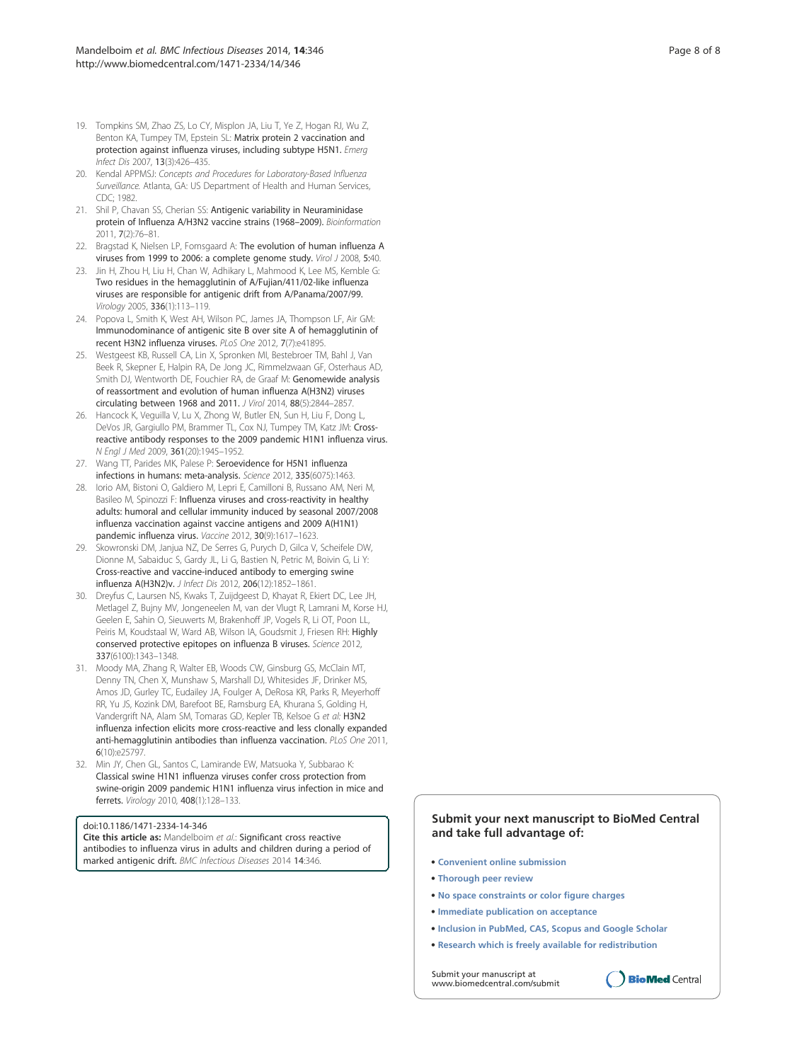19. Tompkins SM, Zhao ZS, Lo CY, Misplon JA, Liu T, Ye Z, Hogan RJ, Wu Z, Benton KA, Tumpey TM, Epstein SL: **Matrix protein 2 vaccination and protection against influenza viruses, including subtype H5N1.** *Emerg Infect Dis* 2007, **13**(3):426–435.
20. Kendal APPMSJ: *Concepts and Procedures for Laboratory-Based Influenza Surveillance.* Atlanta, GA: US Department of Health and Human Services, CDC; 1982.
21. Shil P, Chavan SS, Cherian SS: **Antigenic variability in Neuraminidase protein of Influenza A/H3N2 vaccine strains (1968–2009).** *Bioinformation* 2011, **7**(2):76–81.
22. Bragstad K, Nielsen LP, Fomsgaard A: **The evolution of human influenza A viruses from 1999 to 2006: a complete genome study.** *Virol J* 2008, **5**:40.
23. Jin H, Zhou H, Liu H, Chan W, Adhikary L, Mahmood K, Lee MS, Kemble G: **Two residues in the hemagglutinin of A/Fujian/411/02-like influenza viruses are responsible for antigenic drift from A/Panama/2007/99.** *Virology* 2005, **336**(1):113–119.
24. Popova L, Smith K, West AH, Wilson PC, James JA, Thompson LF, Air GM: **Immunodominance of antigenic site B over site A of hemagglutinin of recent H3N2 influenza viruses.** *PLoS One* 2012, **7**(7):e41895.
25. Westgeest KB, Russell CA, Lin X, Spronken MI, Bestebroer TM, Bahl J, Van Beek R, Skepner E, Halpin RA, De Jong JC, Rimmelzwaan GF, Osterhaus AD, Smith DJ, Wentworth DE, Fouchier RA, de Graaf M: **Genomewide analysis of reassortment and evolution of human influenza A(H3N2) viruses circulating between 1968 and 2011.** *J Virol* 2014, **88**(5):2844–2857.
26. Hancock K, Veguilla V, Lu X, Zhong W, Butler EN, Sun H, Liu F, Dong L, DeVos JR, Gargiullo PM, Brammer TL, Cox NJ, Tumpey TM, Katz JM: **Cross-reactive antibody responses to the 2009 pandemic H1N1 influenza virus.** *N Engl J Med* 2009, **361**(20):1945–1952.
27. Wang TT, Parides MK, Palese P: **Seroevidence for H5N1 influenza infections in humans: meta-analysis.** *Science* 2012, **335**(6075):1463.
28. Iorio AM, Bistoni O, Galdiero M, Lepri E, Camilloni B, Russano AM, Neri M, Basileo M, Spinozzi F: **Influenza viruses and cross-reactivity in healthy adults: humoral and cellular immunity induced by seasonal 2007/2008 influenza vaccination against vaccine antigens and 2009 A(H1N1) pandemic influenza virus.** *Vaccine* 2012, **30**(9):1617–1623.
29. Skowronski DM, Janjua NZ, De Serres G, Purych D, Gilca V, Scheifele DW, Dionne M, Sabaiduc S, Gardy JL, Li G, Bastien N, Petric M, Boivin G, Li Y: **Cross-reactive and vaccine-induced antibody to emerging swine influenza A(H3N2)v.** *J Infect Dis* 2012, **206**(12):1852–1861.
30. Dreyfus C, Laursen NS, Kwaks T, Zuijdgeest D, Khayat R, Ekiert DC, Lee JH, Metlagel Z, Bujny MV, Jongeneelen M, van der Vlugt R, Lamrani M, Korse HJ, Geelen E, Sahin O, Sieuwerts M, Brakenhoff JP, Vogels R, Li OT, Poon LL, Peiris M, Koudstaal W, Ward AB, Wilson IA, Goudsmit J, Friesen RH: **Highly conserved protective epitopes on influenza B viruses.** *Science* 2012, **337**(6100):1343–1348.
31. Moody MA, Zhang R, Walter EB, Woods CW, Ginsburg GS, McClain MT, Denny TN, Chen X, Munshaw S, Marshall DJ, Whitesides JF, Drinker MS, Amos JD, Gurley TC, Eudailey JA, Foulger A, DeRosa KR, Parks R, Meyerhoff RR, Yu JS, Kozink DM, Barefoot BE, Ramsburg EA, Khurana S, Golding H, Vandergrift NA, Alam SM, Tomaras GD, Kepler TB, Kelsoe G *et al*: **H3N2 influenza infection elicits more cross-reactive and less clonally expanded anti-hemagglutinin antibodies than influenza vaccination.** *PLoS One* 2011, **6**(10):e25797.
32. Min JY, Chen GL, Santos C, Lamirande EW, Matsuoka Y, Subbarao K: **Classical swine H1N1 influenza viruses confer cross protection from swine-origin 2009 pandemic H1N1 influenza virus infection in mice and ferrets.** *Virology* 2010, **408**(1):128–133.

doi:10.1186/1471-2334-14-346

**Cite this article as:** Mandelboim *et al.*: Significant cross reactive antibodies to influenza virus in adults and children during a period of marked antigenic drift. *BMC Infectious Diseases* 2014 **14**:346.

**Submit your next manuscript to BioMed Central and take full advantage of:**

- **Convenient online submission**
- **Thorough peer review**
- **No space constraints or color figure charges**
- **Immediate publication on acceptance**
- **Inclusion in PubMed, CAS, Scopus and Google Scholar**
- **Research which is freely available for redistribution**

Submit your manuscript at
www.biomedcentral.com/submit

BioMed Central